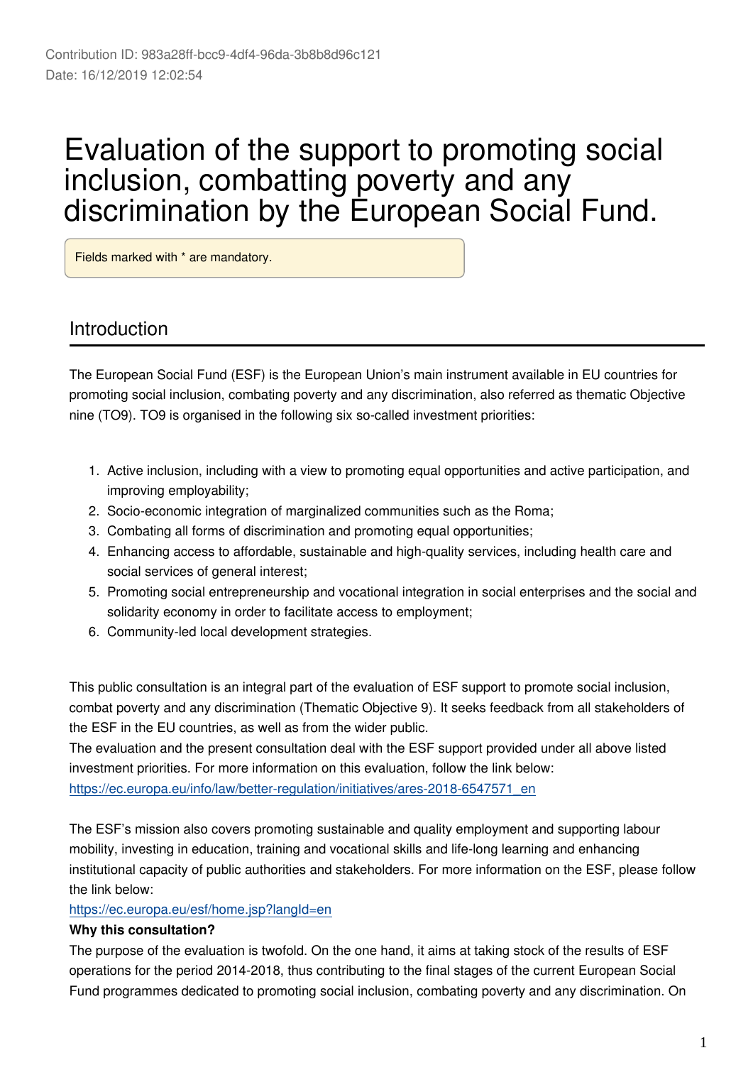Contribution ID: 983a28ff-bcc9-4df4-96da-3b8b8d96c121
Date: 16/12/2019 12:02:54

# Evaluation of the support to promoting social inclusion, combatting poverty and any discrimination by the European Social Fund.

Fields marked with * are mandatory.

## Introduction

The European Social Fund (ESF) is the European Union's main instrument available in EU countries for promoting social inclusion, combating poverty and any discrimination, also referred as thematic Objective nine (TO9). TO9 is organised in the following six so-called investment priorities:

1. Active inclusion, including with a view to promoting equal opportunities and active participation, and improving employability;
2. Socio-economic integration of marginalized communities such as the Roma;
3. Combating all forms of discrimination and promoting equal opportunities;
4. Enhancing access to affordable, sustainable and high-quality services, including health care and social services of general interest;
5. Promoting social entrepreneurship and vocational integration in social enterprises and the social and solidarity economy in order to facilitate access to employment;
6. Community-led local development strategies.

This public consultation is an integral part of the evaluation of ESF support to promote social inclusion, combat poverty and any discrimination (Thematic Objective 9). It seeks feedback from all stakeholders of the ESF in the EU countries, as well as from the wider public.
The evaluation and the present consultation deal with the ESF support provided under all above listed investment priorities. For more information on this evaluation, follow the link below:
https://ec.europa.eu/info/law/better-regulation/initiatives/ares-2018-6547571_en

The ESF's mission also covers promoting sustainable and quality employment and supporting labour mobility, investing in education, training and vocational skills and life-long learning and enhancing institutional capacity of public authorities and stakeholders. For more information on the ESF, please follow the link below:
https://ec.europa.eu/esf/home.jsp?langId=en

**Why this consultation?**

The purpose of the evaluation is twofold. On the one hand, it aims at taking stock of the results of ESF operations for the period 2014-2018, thus contributing to the final stages of the current European Social Fund programmes dedicated to promoting social inclusion, combating poverty and any discrimination. On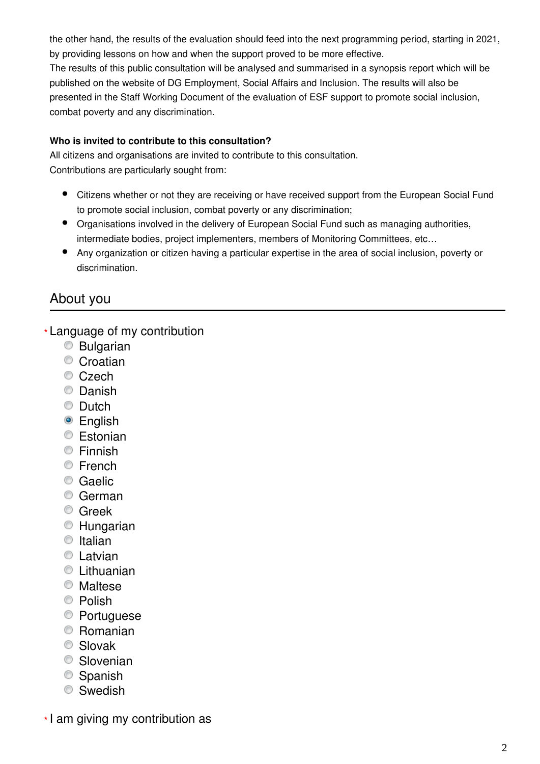the other hand, the results of the evaluation should feed into the next programming period, starting in 2021, by providing lessons on how and when the support proved to be more effective.
The results of this public consultation will be analysed and summarised in a synopsis report which will be published on the website of DG Employment, Social Affairs and Inclusion. The results will also be presented in the Staff Working Document of the evaluation of ESF support to promote social inclusion, combat poverty and any discrimination.

**Who is invited to contribute to this consultation?**
All citizens and organisations are invited to contribute to this consultation.
Contributions are particularly sought from:

- Citizens whether or not they are receiving or have received support from the European Social Fund to promote social inclusion, combat poverty or any discrimination;
- Organisations involved in the delivery of European Social Fund such as managing authorities, intermediate bodies, project implementers, members of Monitoring Committees, etc…
- Any organization or citizen having a particular expertise in the area of social inclusion, poverty or discrimination.

## About you

\* Language of my contribution

- ○ Bulgarian
- ○ Croatian
- ○ Czech
- ○ Danish
- ○ Dutch
- ● English
- ○ Estonian
- ○ Finnish
- ○ French
- ○ Gaelic
- ○ German
- ○ Greek
- ○ Hungarian
- ○ Italian
- ○ Latvian
- ○ Lithuanian
- ○ Maltese
- ○ Polish
- ○ Portuguese
- ○ Romanian
- ○ Slovak
- ○ Slovenian
- ○ Spanish
- ○ Swedish

\* I am giving my contribution as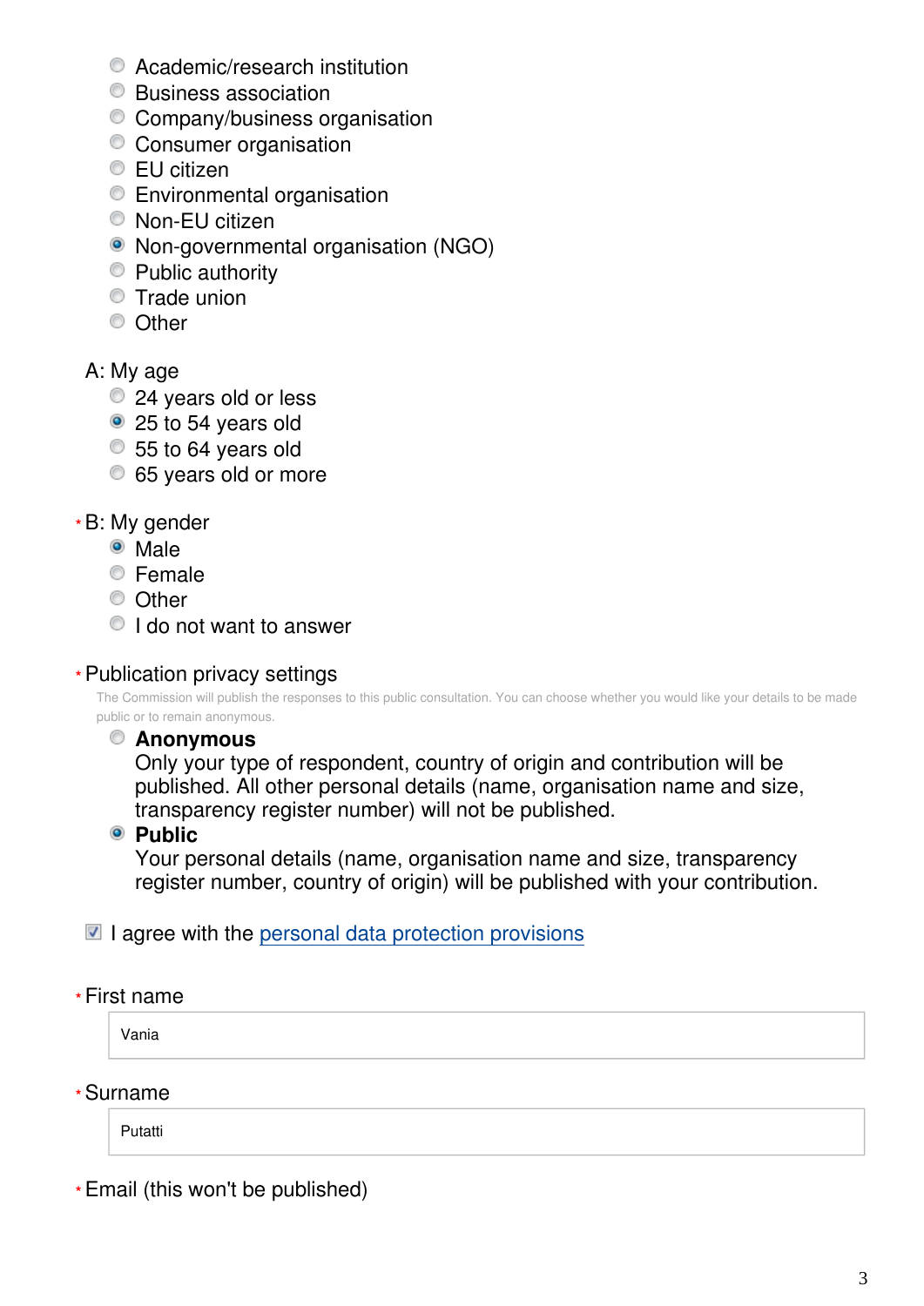- ( ) Academic/research institution
- ( ) Business association
- ( ) Company/business organisation
- ( ) Consumer organisation
- ( ) EU citizen
- ( ) Environmental organisation
- ( ) Non-EU citizen
- (•) Non-governmental organisation (NGO)
- ( ) Public authority
- ( ) Trade union
- ( ) Other

A: My age

- ( ) 24 years old or less
- (•) 25 to 54 years old
- ( ) 55 to 64 years old
- ( ) 65 years old or more

\* B: My gender

- (•) Male
- ( ) Female
- ( ) Other
- ( ) I do not want to answer

\* Publication privacy settings

The Commission will publish the responses to this public consultation. You can choose whether you would like your details to be made public or to remain anonymous.

- ( ) **Anonymous**
  Only your type of respondent, country of origin and contribution will be published. All other personal details (name, organisation name and size, transparency register number) will not be published.
- (•) **Public**
  Your personal details (name, organisation name and size, transparency register number, country of origin) will be published with your contribution.

[x] I agree with the personal data protection provisions

\* First name

Vania

\* Surname

Putatti

\* Email (this won't be published)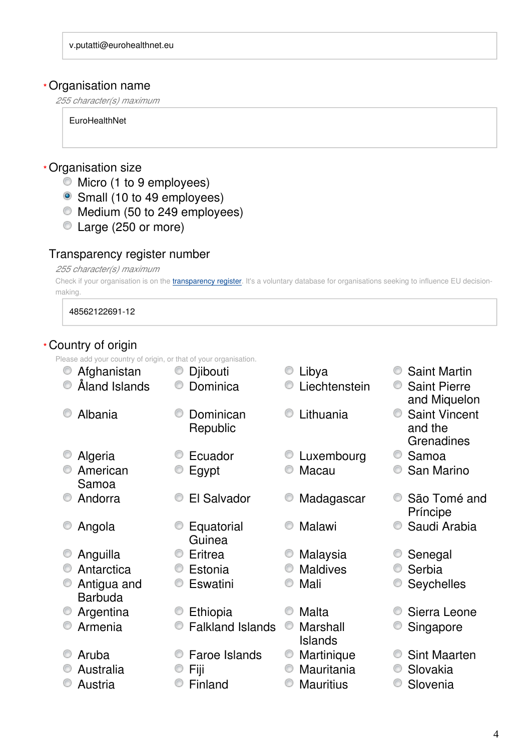v.putatti@eurohealthnet.eu

\* Organisation name

*255 character(s) maximum*

EuroHealthNet

\* Organisation size

- ◯ Micro (1 to 9 employees)
- ◉ Small (10 to 49 employees)
- ◯ Medium (50 to 249 employees)
- ◯ Large (250 or more)

Transparency register number

*255 character(s) maximum*

Check if your organisation is on the [transparency register](). It's a voluntary database for organisations seeking to influence EU decision-making.

48562122691-12

\* Country of origin

Please add your country of origin, or that of your organisation.

- ◯ Afghanistan
- ◯ Åland Islands
- ◯ Albania
- ◯ Algeria
- ◯ American Samoa
- ◯ Andorra
- ◯ Angola
- ◯ Anguilla
- ◯ Antarctica
- ◯ Antigua and Barbuda
- ◯ Argentina
- ◯ Armenia
- ◯ Aruba
- ◯ Australia
- ◯ Austria
- ◯ Djibouti
- ◯ Dominica
- ◯ Dominican Republic
- ◯ Ecuador
- ◯ Egypt
- ◯ El Salvador
- ◯ Equatorial Guinea
- ◯ Eritrea
- ◯ Estonia
- ◯ Eswatini
- ◯ Ethiopia
- ◯ Falkland Islands
- ◯ Faroe Islands
- ◯ Fiji
- ◯ Finland
- ◯ Libya
- ◯ Liechtenstein
- ◯ Lithuania
- ◯ Luxembourg
- ◯ Macau
- ◯ Madagascar
- ◯ Malawi
- ◯ Malaysia
- ◯ Maldives
- ◯ Mali
- ◯ Malta
- ◯ Marshall Islands
- ◯ Martinique
- ◯ Mauritania
- ◯ Mauritius
- ◯ Saint Martin
- ◯ Saint Pierre and Miquelon
- ◯ Saint Vincent and the Grenadines
- ◯ Samoa
- ◯ San Marino
- ◯ São Tomé and Príncipe
- ◯ Saudi Arabia
- ◯ Senegal
- ◯ Serbia
- ◯ Seychelles
- ◯ Sierra Leone
- ◯ Singapore
- ◯ Sint Maarten
- ◯ Slovakia
- ◯ Slovenia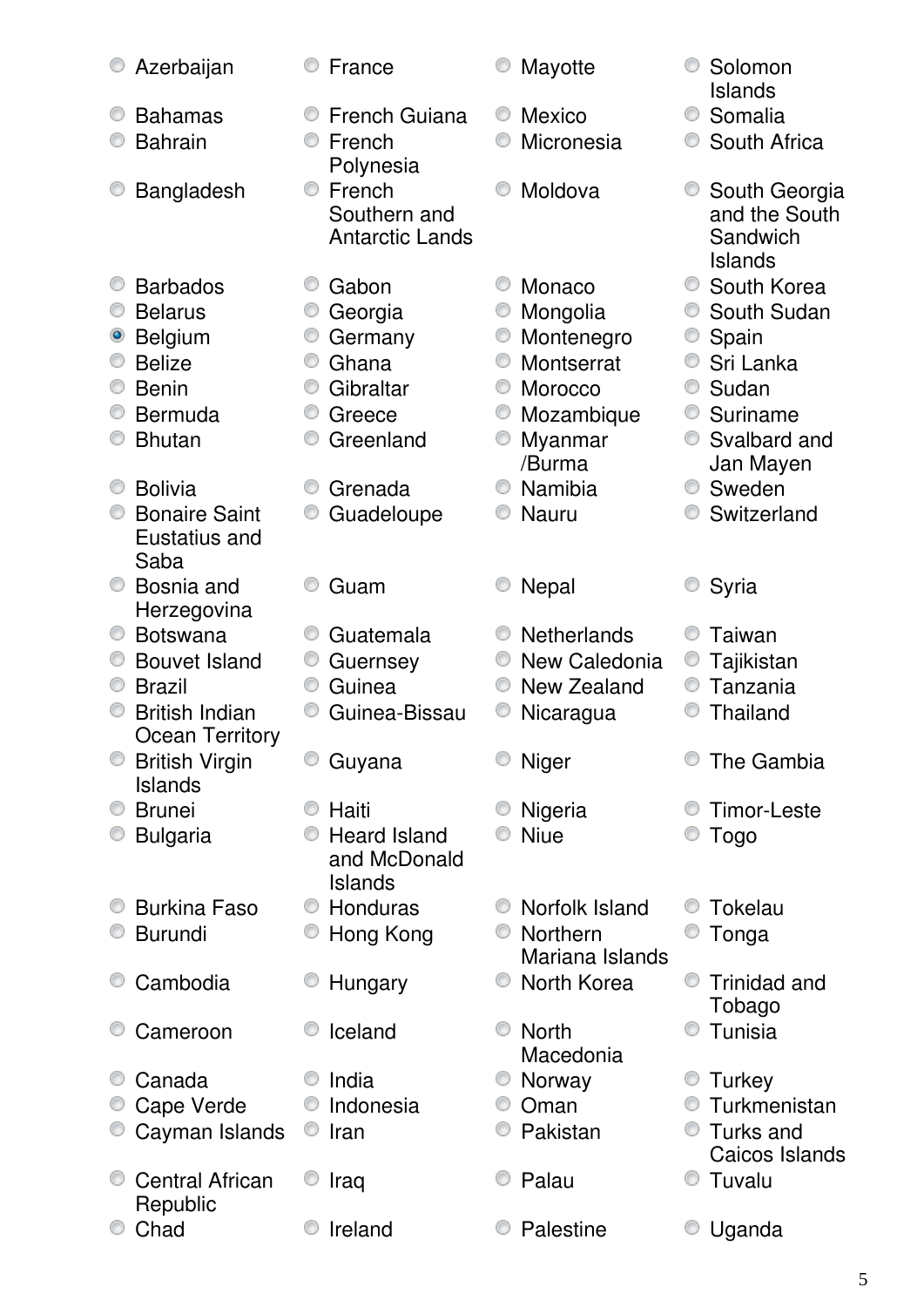- ○ Azerbaijan
- ○ Bahamas
- ○ Bahrain
- ○ Bangladesh
- ○ Barbados
- ○ Belarus
- ◉ Belgium
- ○ Belize
- ○ Benin
- ○ Bermuda
- ○ Bhutan
- ○ Bolivia
- ○ Bonaire Saint Eustatius and Saba
- ○ Bosnia and Herzegovina
- ○ Botswana
- ○ Bouvet Island
- ○ Brazil
- ○ British Indian Ocean Territory
- ○ British Virgin Islands
- ○ Brunei
- ○ Bulgaria
- ○ Burkina Faso
- ○ Burundi
- ○ Cambodia
- ○ Cameroon
- ○ Canada
- ○ Cape Verde
- ○ Cayman Islands
- ○ Central African Republic
- ○ Chad
- ○ France
- ○ French Guiana
- ○ French Polynesia
- ○ French Southern and Antarctic Lands
- ○ Gabon
- ○ Georgia
- ○ Germany
- ○ Ghana
- ○ Gibraltar
- ○ Greece
- ○ Greenland
- ○ Grenada
- ○ Guadeloupe
- ○ Guam
- ○ Guatemala
- ○ Guernsey
- ○ Guinea
- ○ Guinea-Bissau
- ○ Guyana
- ○ Haiti
- ○ Heard Island and McDonald Islands
- ○ Honduras
- ○ Hong Kong
- ○ Hungary
- ○ Iceland
- ○ India
- ○ Indonesia
- ○ Iran
- ○ Iraq
- ○ Ireland
- ○ Mayotte
- ○ Mexico
- ○ Micronesia
- ○ Moldova
- ○ Monaco
- ○ Mongolia
- ○ Montenegro
- ○ Montserrat
- ○ Morocco
- ○ Mozambique
- ○ Myanmar /Burma
- ○ Namibia
- ○ Nauru
- ○ Nepal
- ○ Netherlands
- ○ New Caledonia
- ○ New Zealand
- ○ Nicaragua
- ○ Niger
- ○ Nigeria
- ○ Niue
- ○ Norfolk Island
- ○ Northern Mariana Islands
- ○ North Korea
- ○ North Macedonia
- ○ Norway
- ○ Oman
- ○ Pakistan
- ○ Palau
- ○ Palestine
- ○ Solomon Islands
- ○ Somalia
- ○ South Africa
- ○ South Georgia and the South Sandwich Islands
- ○ South Korea
- ○ South Sudan
- ○ Spain
- ○ Sri Lanka
- ○ Sudan
- ○ Suriname
- ○ Svalbard and Jan Mayen
- ○ Sweden
- ○ Switzerland
- ○ Syria
- ○ Taiwan
- ○ Tajikistan
- ○ Tanzania
- ○ Thailand
- ○ The Gambia
- ○ Timor-Leste
- ○ Togo
- ○ Tokelau
- ○ Tonga
- ○ Trinidad and Tobago
- ○ Tunisia
- ○ Turkey
- ○ Turkmenistan
- ○ Turks and Caicos Islands
- ○ Tuvalu
- ○ Uganda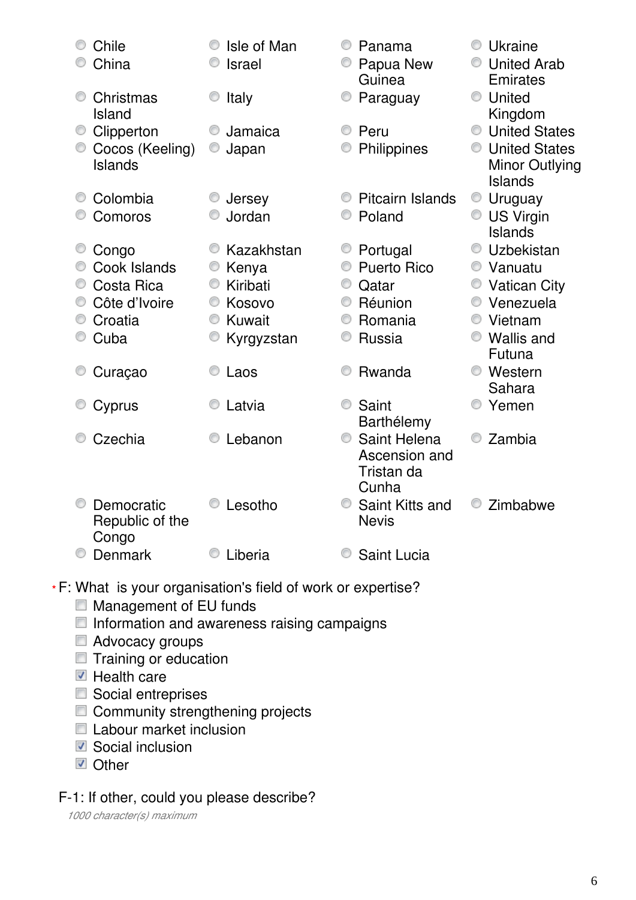- Chile
- China
- Christmas Island
- Clipperton
- Cocos (Keeling) Islands
- Colombia
- Comoros
- Congo
- Cook Islands
- Costa Rica
- Côte d'Ivoire
- Croatia
- Cuba
- Curaçao
- Cyprus
- Czechia
- Democratic Republic of the Congo
- Denmark
- Isle of Man
- Israel
- Italy
- Jamaica
- Japan
- Jersey
- Jordan
- Kazakhstan
- Kenya
- Kiribati
- Kosovo
- Kuwait
- Kyrgyzstan
- Laos
- Latvia
- Lebanon
- Lesotho
- Liberia
- Panama
- Papua New Guinea
- Paraguay
- Peru
- Philippines
- Pitcairn Islands
- Poland
- Portugal
- Puerto Rico
- Qatar
- Réunion
- Romania
- Russia
- Rwanda
- Saint Barthélemy
- Saint Helena Ascension and Tristan da Cunha
- Saint Kitts and Nevis
- Saint Lucia
- Ukraine
- United Arab Emirates
- United Kingdom
- United States
- United States Minor Outlying Islands
- Uruguay
- US Virgin Islands
- Uzbekistan
- Vanuatu
- Vatican City
- Venezuela
- Vietnam
- Wallis and Futuna
- Western Sahara
- Yemen
- Zambia
- Zimbabwe

* F: What is your organisation's field of work or expertise?

- [ ] Management of EU funds
- [ ] Information and awareness raising campaigns
- [ ] Advocacy groups
- [ ] Training or education
- [x] Health care
- [ ] Social entreprises
- [ ] Community strengthening projects
- [ ] Labour market inclusion
- [x] Social inclusion
- [x] Other

F-1: If other, could you please describe?

*1000 character(s) maximum*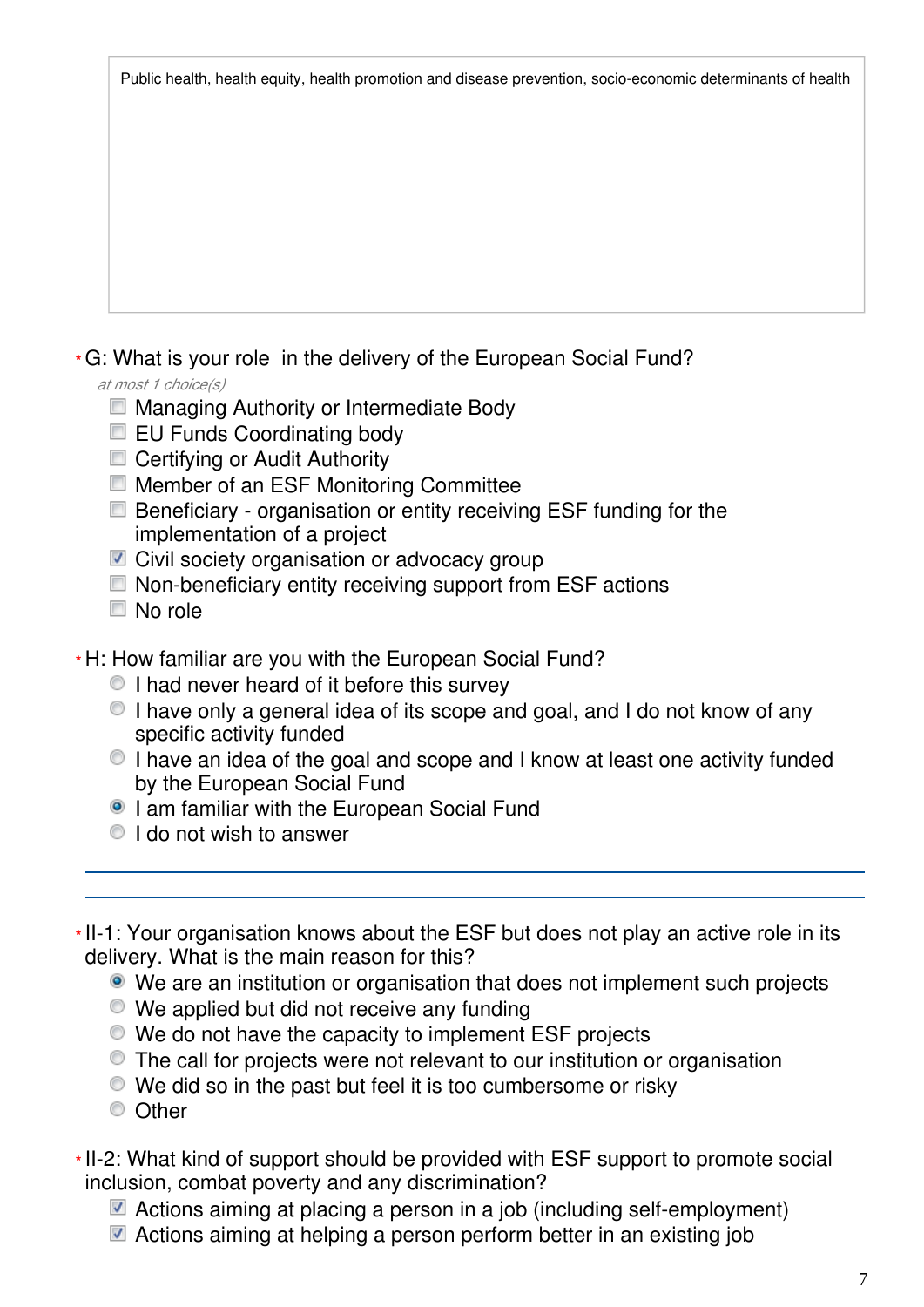Public health, health equity, health promotion and disease prevention, socio-economic determinants of health

\* G: What is your role  in the delivery of the European Social Fund?

*at most 1 choice(s)*

- [ ] Managing Authority or Intermediate Body
- [ ] EU Funds Coordinating body
- [ ] Certifying or Audit Authority
- [ ] Member of an ESF Monitoring Committee
- [ ] Beneficiary - organisation or entity receiving ESF funding for the implementation of a project
- [x] Civil society organisation or advocacy group
- [ ] Non-beneficiary entity receiving support from ESF actions
- [ ] No role

\* H: How familiar are you with the European Social Fund?

- ○ I had never heard of it before this survey
- ○ I have only a general idea of its scope and goal, and I do not know of any specific activity funded
- ○ I have an idea of the goal and scope and I know at least one activity funded by the European Social Fund
- ● I am familiar with the European Social Fund
- ○ I do not wish to answer

---

\* II-1: Your organisation knows about the ESF but does not play an active role in its delivery. What is the main reason for this?

- ● We are an institution or organisation that does not implement such projects
- ○ We applied but did not receive any funding
- ○ We do not have the capacity to implement ESF projects
- ○ The call for projects were not relevant to our institution or organisation
- ○ We did so in the past but feel it is too cumbersome or risky
- ○ Other

\* II-2: What kind of support should be provided with ESF support to promote social inclusion, combat poverty and any discrimination?

- [x] Actions aiming at placing a person in a job (including self-employment)
- [x] Actions aiming at helping a person perform better in an existing job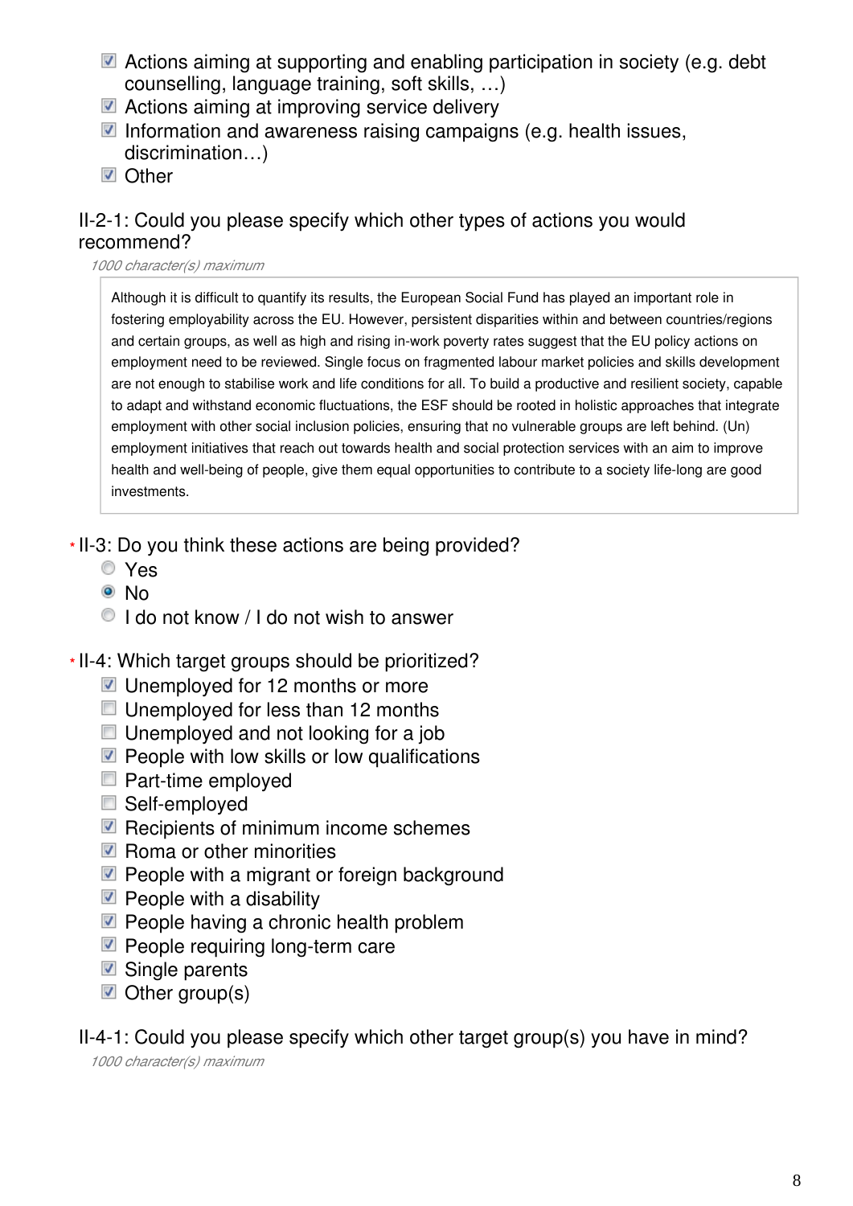- [x] Actions aiming at supporting and enabling participation in society (e.g. debt counselling, language training, soft skills, …)
- [x] Actions aiming at improving service delivery
- [x] Information and awareness raising campaigns (e.g. health issues, discrimination…)
- [x] Other

II-2-1: Could you please specify which other types of actions you would recommend?

*1000 character(s) maximum*

> Although it is difficult to quantify its results, the European Social Fund has played an important role in fostering employability across the EU. However, persistent disparities within and between countries/regions and certain groups, as well as high and rising in-work poverty rates suggest that the EU policy actions on employment need to be reviewed. Single focus on fragmented labour market policies and skills development are not enough to stabilise work and life conditions for all. To build a productive and resilient society, capable to adapt and withstand economic fluctuations, the ESF should be rooted in holistic approaches that integrate employment with other social inclusion policies, ensuring that no vulnerable groups are left behind. (Un) employment initiatives that reach out towards health and social protection services with an aim to improve health and well-being of people, give them equal opportunities to contribute to a society life-long are good investments.

*II-3: Do you think these actions are being provided?

- ( ) Yes
- (•) No
- ( ) I do not know / I do not wish to answer

*II-4: Which target groups should be prioritized?

- [x] Unemployed for 12 months or more
- [ ] Unemployed for less than 12 months
- [ ] Unemployed and not looking for a job
- [x] People with low skills or low qualifications
- [ ] Part-time employed
- [ ] Self-employed
- [x] Recipients of minimum income schemes
- [x] Roma or other minorities
- [x] People with a migrant or foreign background
- [x] People with a disability
- [x] People having a chronic health problem
- [x] People requiring long-term care
- [x] Single parents
- [x] Other group(s)

II-4-1: Could you please specify which other target group(s) you have in mind?

*1000 character(s) maximum*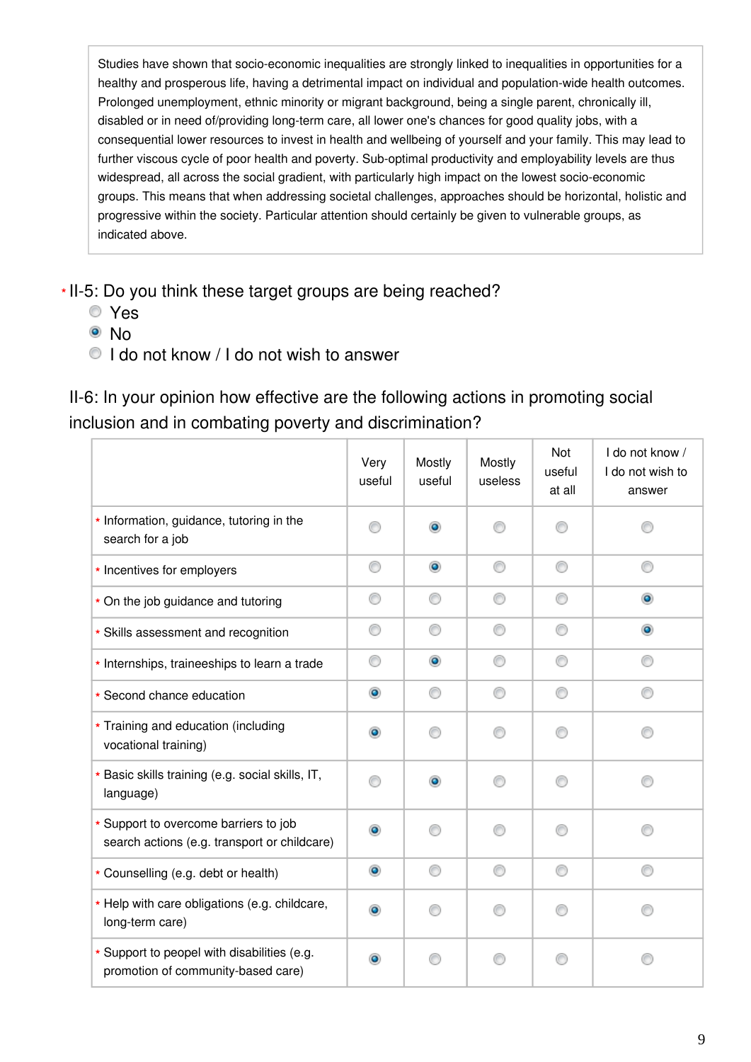Studies have shown that socio-economic inequalities are strongly linked to inequalities in opportunities for a healthy and prosperous life, having a detrimental impact on individual and population-wide health outcomes. Prolonged unemployment, ethnic minority or migrant background, being a single parent, chronically ill, disabled or in need of/providing long-term care, all lower one's chances for good quality jobs, with a consequential lower resources to invest in health and wellbeing of yourself and your family. This may lead to further viscous cycle of poor health and poverty. Sub-optimal productivity and employability levels are thus widespread, all across the social gradient, with particularly high impact on the lowest socio-economic groups. This means that when addressing societal challenges, approaches should be horizontal, holistic and progressive within the society. Particular attention should certainly be given to vulnerable groups, as indicated above.

\* II-5: Do you think these target groups are being reached?

- ○ Yes
- ● No
- ○ I do not know / I do not wish to answer

II-6: In your opinion how effective are the following actions in promoting social inclusion and in combating poverty and discrimination?

| | Very useful | Mostly useful | Mostly useless | Not useful at all | I do not know / I do not wish to answer |
|---|---|---|---|---|---|
| \* Information, guidance, tutoring in the search for a job | ○ | ● | ○ | ○ | ○ |
| \* Incentives for employers | ○ | ● | ○ | ○ | ○ |
| \* On the job guidance and tutoring | ○ | ○ | ○ | ○ | ● |
| \* Skills assessment and recognition | ○ | ○ | ○ | ○ | ● |
| \* Internships, traineeships to learn a trade | ○ | ● | ○ | ○ | ○ |
| \* Second chance education | ● | ○ | ○ | ○ | ○ |
| \* Training and education (including vocational training) | ● | ○ | ○ | ○ | ○ |
| \* Basic skills training (e.g. social skills, IT, language) | ○ | ● | ○ | ○ | ○ |
| \* Support to overcome barriers to job search actions (e.g. transport or childcare) | ● | ○ | ○ | ○ | ○ |
| \* Counselling (e.g. debt or health) | ● | ○ | ○ | ○ | ○ |
| \* Help with care obligations (e.g. childcare, long-term care) | ● | ○ | ○ | ○ | ○ |
| \* Support to peopel with disabilities (e.g. promotion of community-based care) | ● | ○ | ○ | ○ | ○ |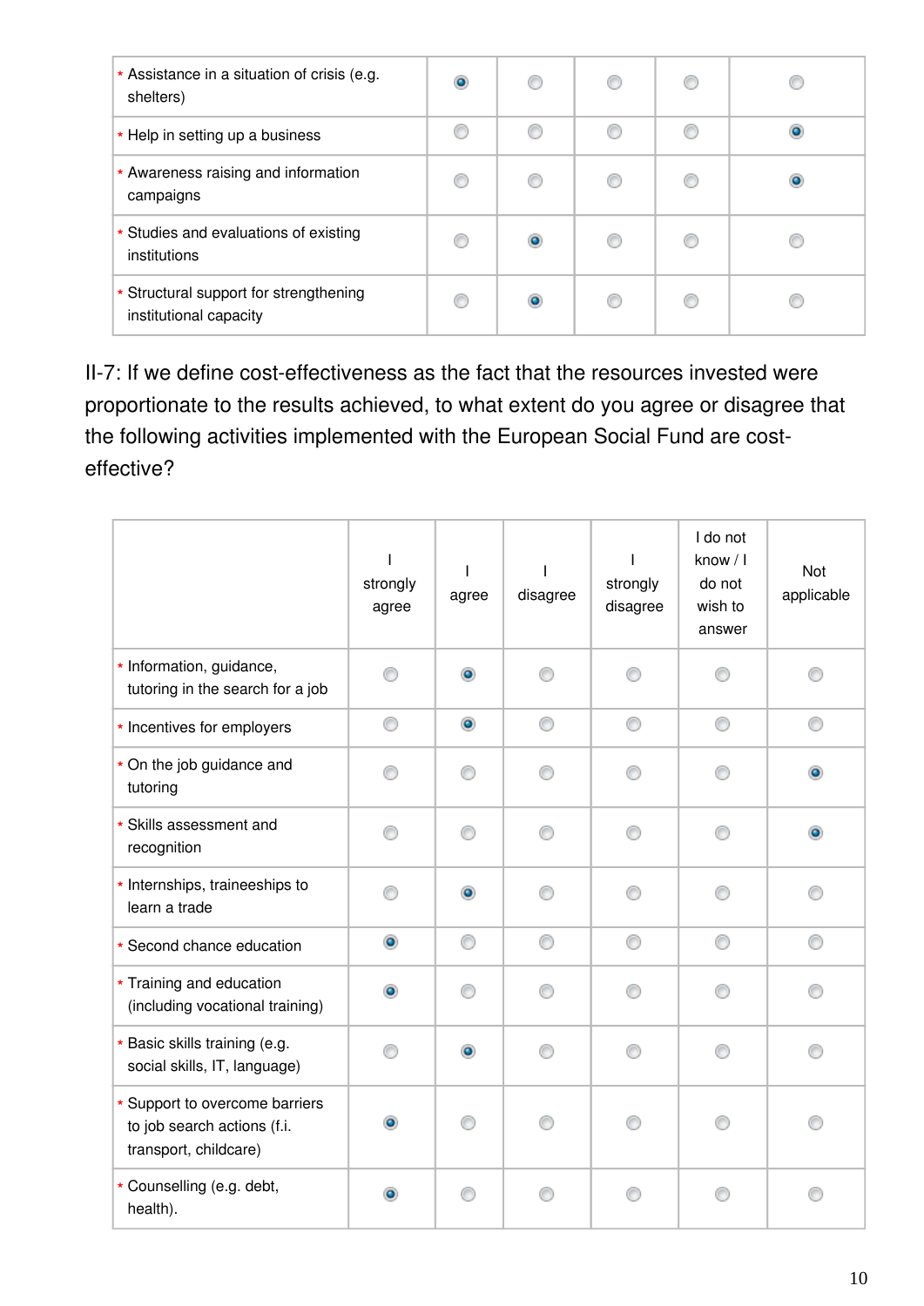| | | | | | |
|---|---|---|---|---|---|
| * Assistance in a situation of crisis (e.g. shelters) | ◉ | ○ | ○ | ○ | ○ |
| * Help in setting up a business | ○ | ○ | ○ | ○ | ◉ |
| * Awareness raising and information campaigns | ○ | ○ | ○ | ○ | ◉ |
| * Studies and evaluations of existing institutions | ○ | ◉ | ○ | ○ | ○ |
| * Structural support for strengthening institutional capacity | ○ | ◉ | ○ | ○ | ○ |

II-7: If we define cost-effectiveness as the fact that the resources invested were proportionate to the results achieved, to what extent do you agree or disagree that the following activities implemented with the European Social Fund are cost-effective?

| | I strongly agree | I agree | I disagree | I strongly disagree | I do not know / I do not wish to answer | Not applicable |
|---|---|---|---|---|---|---|
| * Information, guidance, tutoring in the search for a job | ○ | ◉ | ○ | ○ | ○ | ○ |
| * Incentives for employers | ○ | ◉ | ○ | ○ | ○ | ○ |
| * On the job guidance and tutoring | ○ | ○ | ○ | ○ | ○ | ◉ |
| * Skills assessment and recognition | ○ | ○ | ○ | ○ | ○ | ◉ |
| * Internships, traineeships to learn a trade | ○ | ◉ | ○ | ○ | ○ | ○ |
| * Second chance education | ◉ | ○ | ○ | ○ | ○ | ○ |
| * Training and education (including vocational training) | ◉ | ○ | ○ | ○ | ○ | ○ |
| * Basic skills training (e.g. social skills, IT, language) | ○ | ◉ | ○ | ○ | ○ | ○ |
| * Support to overcome barriers to job search actions (f.i. transport, childcare) | ◉ | ○ | ○ | ○ | ○ | ○ |
| * Counselling (e.g. debt, health). | ◉ | ○ | ○ | ○ | ○ | ○ |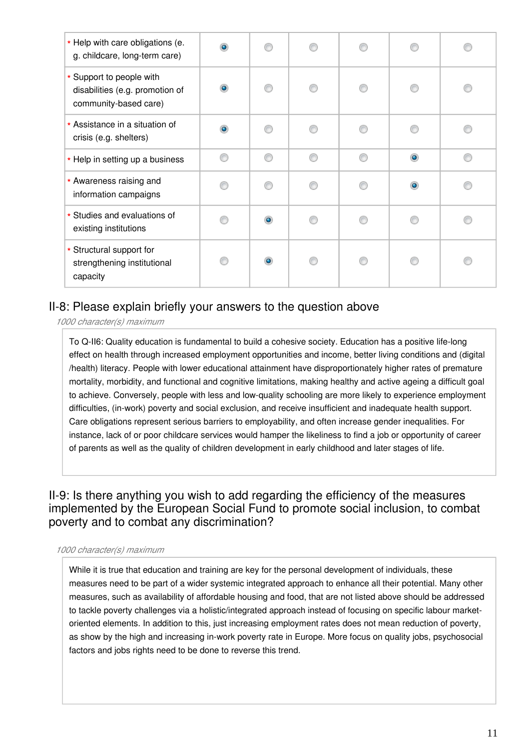| | | | | | | |
|---|---|---|---|---|---|---|
| * Help with care obligations (e.g. childcare, long-term care) | ◉ | ○ | ○ | ○ | ○ | ○ |
| * Support to people with disabilities (e.g. promotion of community-based care) | ◉ | ○ | ○ | ○ | ○ | ○ |
| * Assistance in a situation of crisis (e.g. shelters) | ◉ | ○ | ○ | ○ | ○ | ○ |
| * Help in setting up a business | ○ | ○ | ○ | ○ | ◉ | ○ |
| * Awareness raising and information campaigns | ○ | ○ | ○ | ○ | ◉ | ○ |
| * Studies and evaluations of existing institutions | ○ | ◉ | ○ | ○ | ○ | ○ |
| * Structural support for strengthening institutional capacity | ○ | ◉ | ○ | ○ | ○ | ○ |

## II-8: Please explain briefly your answers to the question above

*1000 character(s) maximum*

To Q-II6: Quality education is fundamental to build a cohesive society. Education has a positive life-long effect on health through increased employment opportunities and income, better living conditions and (digital /health) literacy. People with lower educational attainment have disproportionately higher rates of premature mortality, morbidity, and functional and cognitive limitations, making healthy and active ageing a difficult goal to achieve. Conversely, people with less and low-quality schooling are more likely to experience employment difficulties, (in-work) poverty and social exclusion, and receive insufficient and inadequate health support. Care obligations represent serious barriers to employability, and often increase gender inequalities. For instance, lack of or poor childcare services would hamper the likeliness to find a job or opportunity of career of parents as well as the quality of children development in early childhood and later stages of life.

## II-9: Is there anything you wish to add regarding the efficiency of the measures implemented by the European Social Fund to promote social inclusion, to combat poverty and to combat any discrimination?

*1000 character(s) maximum*

While it is true that education and training are key for the personal development of individuals, these measures need to be part of a wider systemic integrated approach to enhance all their potential. Many other measures, such as availability of affordable housing and food, that are not listed above should be addressed to tackle poverty challenges via a holistic/integrated approach instead of focusing on specific labour market-oriented elements. In addition to this, just increasing employment rates does not mean reduction of poverty, as show by the high and increasing in-work poverty rate in Europe. More focus on quality jobs, psychosocial factors and jobs rights need to be done to reverse this trend.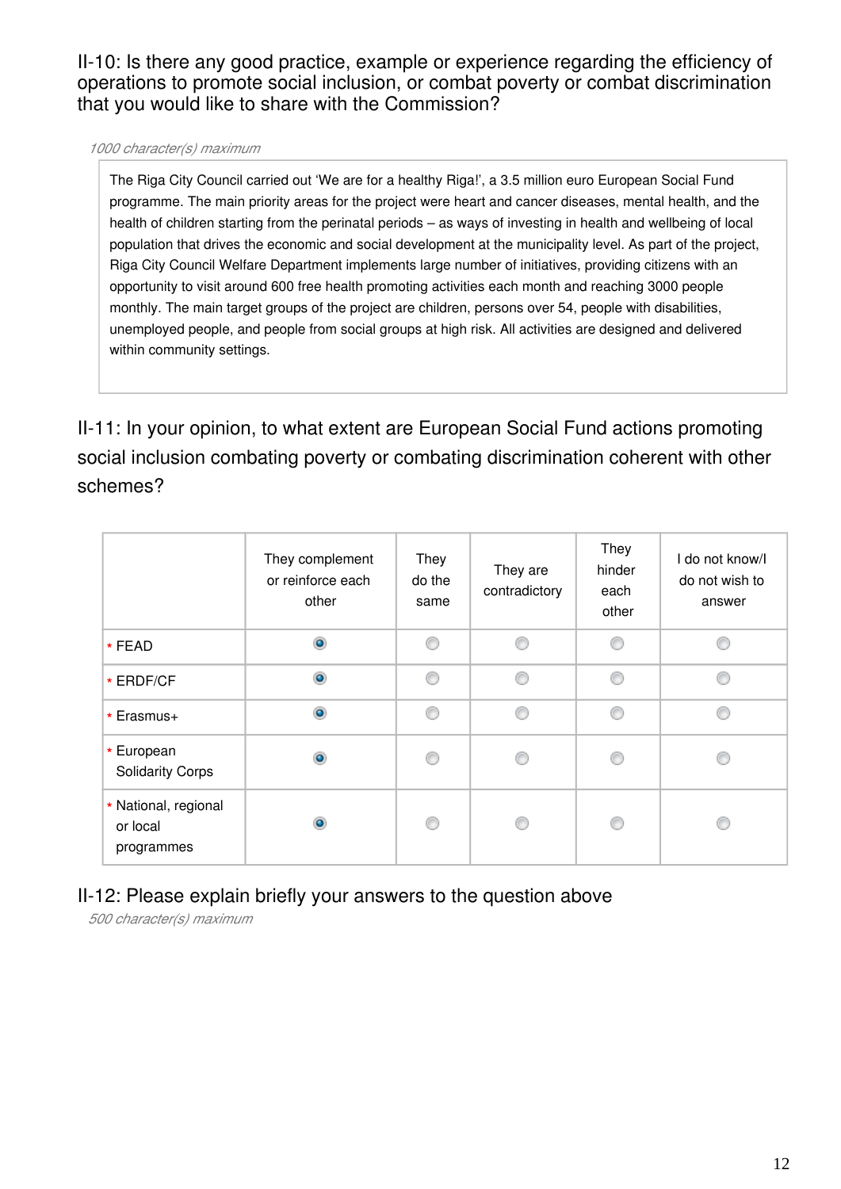II-10: Is there any good practice, example or experience regarding the efficiency of operations to promote social inclusion, or combat poverty or combat discrimination that you would like to share with the Commission?

*1000 character(s) maximum*

The Riga City Council carried out 'We are for a healthy Riga!', a 3.5 million euro European Social Fund programme. The main priority areas for the project were heart and cancer diseases, mental health, and the health of children starting from the perinatal periods – as ways of investing in health and wellbeing of local population that drives the economic and social development at the municipality level. As part of the project, Riga City Council Welfare Department implements large number of initiatives, providing citizens with an opportunity to visit around 600 free health promoting activities each month and reaching 3000 people monthly. The main target groups of the project are children, persons over 54, people with disabilities, unemployed people, and people from social groups at high risk. All activities are designed and delivered within community settings.

II-11: In your opinion, to what extent are European Social Fund actions promoting social inclusion combating poverty or combating discrimination coherent with other schemes?

| | They complement or reinforce each other | They do the same | They are contradictory | They hinder each other | I do not know/I do not wish to answer |
|---|---|---|---|---|---|
| * FEAD | ◉ | ○ | ○ | ○ | ○ |
| * ERDF/CF | ◉ | ○ | ○ | ○ | ○ |
| * Erasmus+ | ◉ | ○ | ○ | ○ | ○ |
| * European Solidarity Corps | ◉ | ○ | ○ | ○ | ○ |
| * National, regional or local programmes | ◉ | ○ | ○ | ○ | ○ |

II-12: Please explain briefly your answers to the question above

*500 character(s) maximum*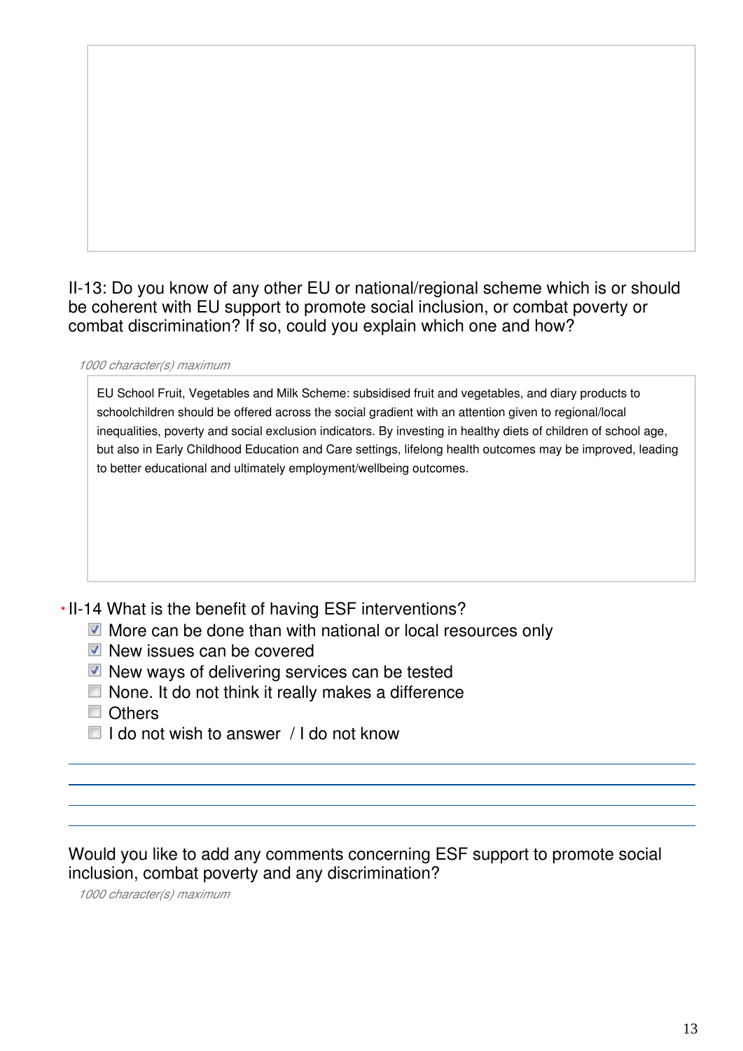II-13: Do you know of any other EU or national/regional scheme which is or should be coherent with EU support to promote social inclusion, or combat poverty or combat discrimination? If so, could you explain which one and how?

*1000 character(s) maximum*

EU School Fruit, Vegetables and Milk Scheme: subsidised fruit and vegetables, and diary products to schoolchildren should be offered across the social gradient with an attention given to regional/local inequalities, poverty and social exclusion indicators. By investing in healthy diets of children of school age, but also in Early Childhood Education and Care settings, lifelong health outcomes may be improved, leading to better educational and ultimately employment/wellbeing outcomes.

* II-14 What is the benefit of having ESF interventions?

- [x] More can be done than with national or local resources only
- [x] New issues can be covered
- [x] New ways of delivering services can be tested
- [ ] None. It do not think it really makes a difference
- [ ] Others
- [ ] I do not wish to answer / I do not know

Would you like to add any comments concerning ESF support to promote social inclusion, combat poverty and any discrimination?

*1000 character(s) maximum*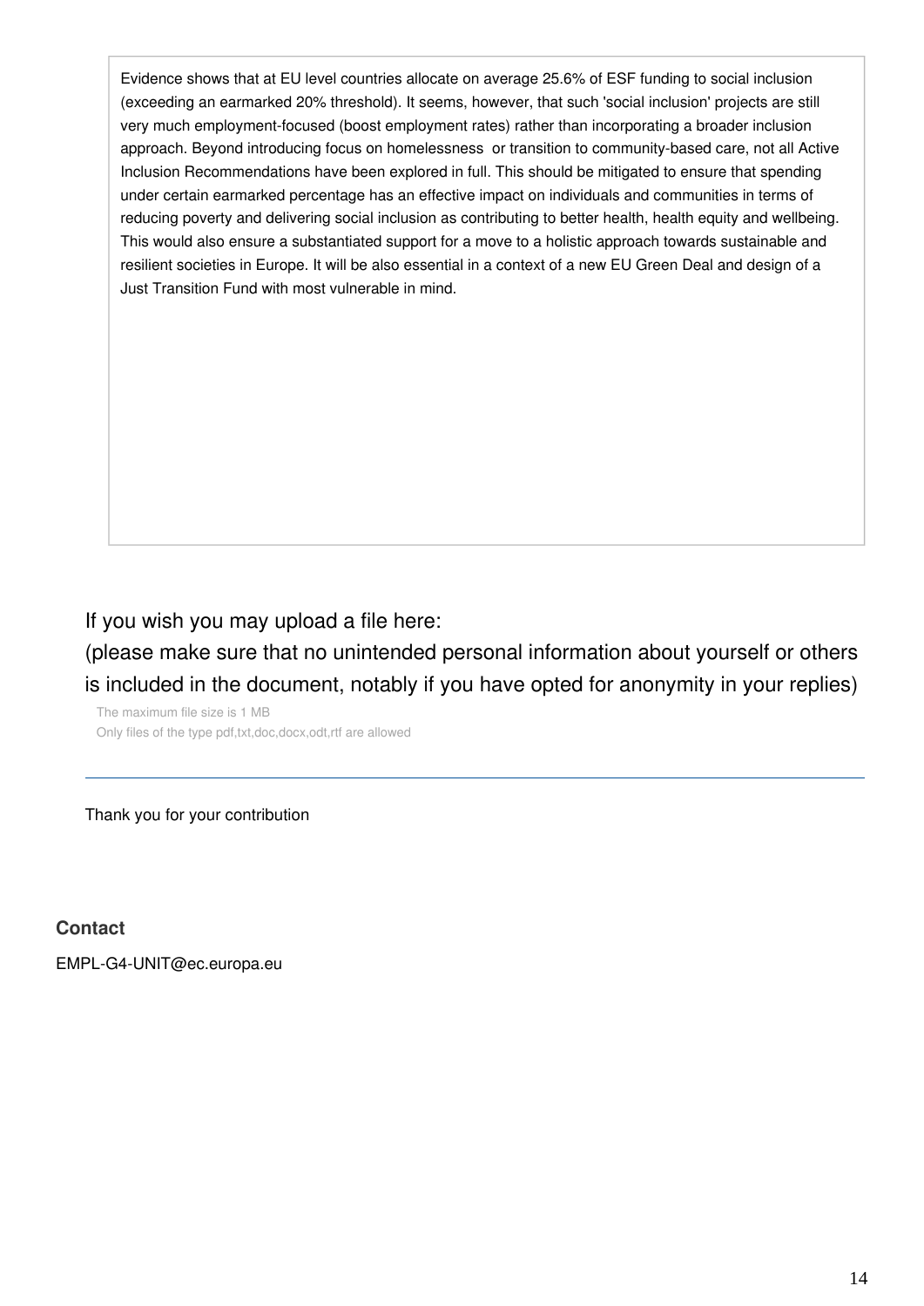Evidence shows that at EU level countries allocate on average 25.6% of ESF funding to social inclusion (exceeding an earmarked 20% threshold). It seems, however, that such 'social inclusion' projects are still very much employment-focused (boost employment rates) rather than incorporating a broader inclusion approach. Beyond introducing focus on homelessness or transition to community-based care, not all Active Inclusion Recommendations have been explored in full. This should be mitigated to ensure that spending under certain earmarked percentage has an effective impact on individuals and communities in terms of reducing poverty and delivering social inclusion as contributing to better health, health equity and wellbeing. This would also ensure a substantiated support for a move to a holistic approach towards sustainable and resilient societies in Europe. It will be also essential in a context of a new EU Green Deal and design of a Just Transition Fund with most vulnerable in mind.

If you wish you may upload a file here:
(please make sure that no unintended personal information about yourself or others is included in the document, notably if you have opted for anonymity in your replies)

The maximum file size is 1 MB
Only files of the type pdf,txt,doc,docx,odt,rtf are allowed

---

Thank you for your contribution

**Contact**

EMPL-G4-UNIT@ec.europa.eu